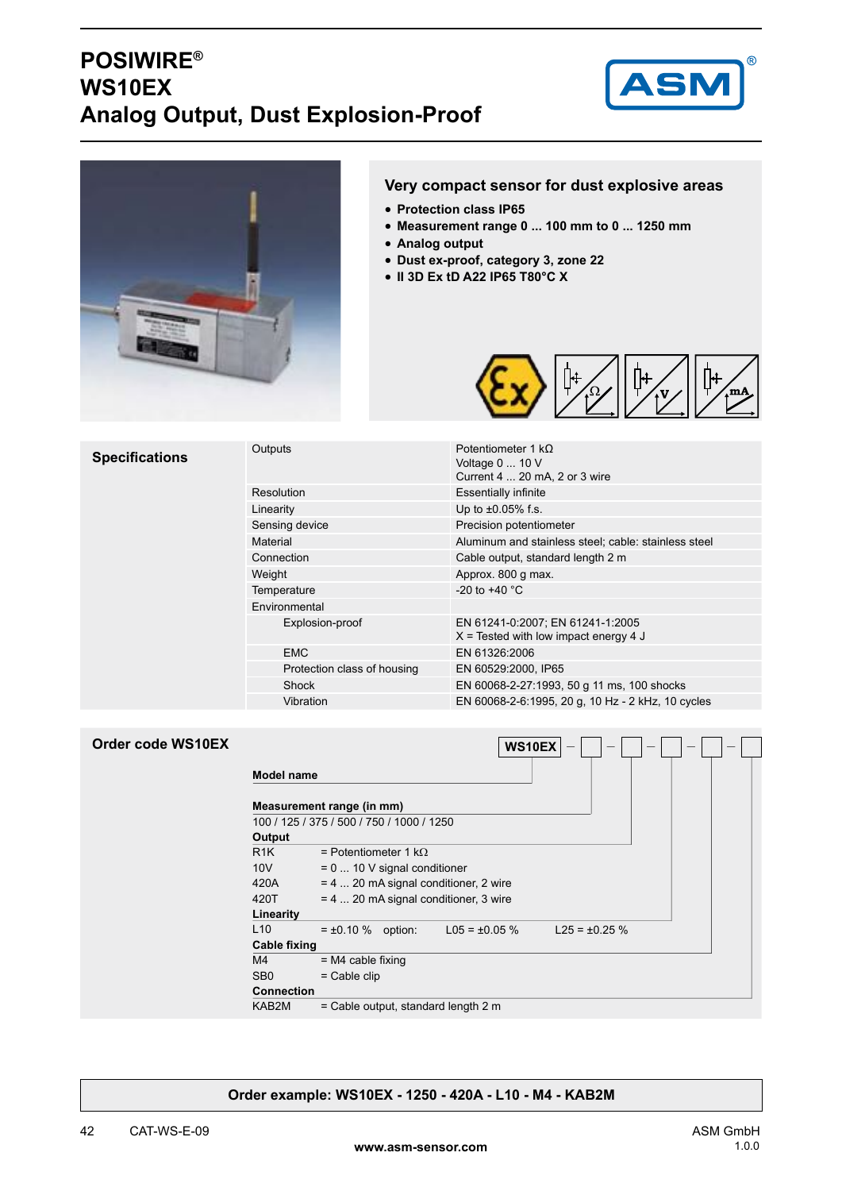# POSIWIRE®
# WS10EX
# Analog Output, Dust Explosion-Proof

## Very compact sensor for dust explosive areas

- **Protection class IP65**
- **Measurement range 0 ... 100 mm to 0 ... 1250 mm**
- **Analog output**
- **Dust ex-proof, category 3, zone 22**
- **II 3D Ex tD A22 IP65 T80°C X**

## Specifications

| | | |
|---|---|---|
| Outputs | | Potentiometer 1 kΩ<br>Voltage 0 ... 10 V<br>Current 4 ... 20 mA, 2 or 3 wire |
| Resolution | | Essentially infinite |
| Linearity | | Up to ±0.05% f.s. |
| Sensing device | | Precision potentiometer |
| Material | | Aluminum and stainless steel; cable: stainless steel |
| Connection | | Cable output, standard length 2 m |
| Weight | | Approx. 800 g max. |
| Temperature | | -20 to +40 °C |
| Environmental | | |
| | Explosion-proof | EN 61241-0:2007; EN 61241-1:2005<br>X = Tested with low impact energy 4 J |
| | EMC | EN 61326:2006 |
| | Protection class of housing | EN 60529:2000, IP65 |
| | Shock | EN 60068-2-27:1993, 50 g 11 ms, 100 shocks |
| | Vibration | EN 60068-2-6:1995, 20 g, 10 Hz - 2 kHz, 10 cycles |

## Order code WS10EX

WS10EX – ☐ – ☐ – ☐ – ☐ – ☐

**Model name**

**Measurement range (in mm)**

100 / 125 / 375 / 500 / 750 / 1000 / 1250

**Output**

| | |
|---|---|
| R1K | = Potentiometer 1 kΩ |
| 10V | = 0 ... 10 V signal conditioner |
| 420A | = 4 ... 20 mA signal conditioner, 2 wire |
| 420T | = 4 ... 20 mA signal conditioner, 3 wire |

**Linearity**

L10 = ±0.10 % option: L05 = ±0.05 % L25 = ±0.25 %

**Cable fixing**

| | |
|---|---|
| M4 | = M4 cable fixing |
| SB0 | = Cable clip |

**Connection**

| | |
|---|---|
| KAB2M | = Cable output, standard length 2 m |

**Order example: WS10EX - 1250 - 420A - L10 - M4 - KAB2M**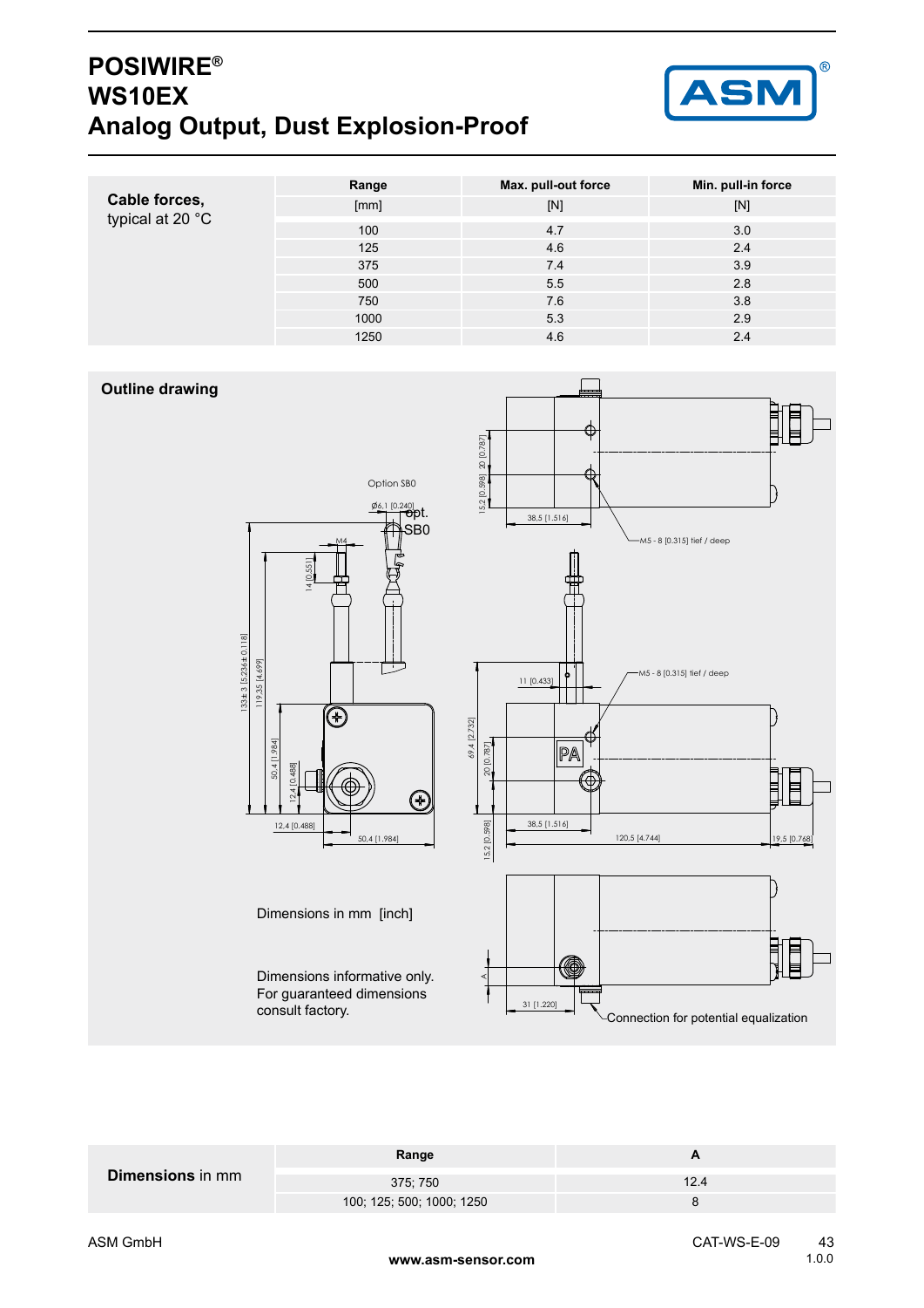# POSIWIRE®
# WS10EX
# Analog Output, Dust Explosion-Proof

**Cable forces,** typical at 20 °C

| Range [mm] | Max. pull-out force [N] | Min. pull-in force [N] |
|---|---|---|
| 100 | 4.7 | 3.0 |
| 125 | 4.6 | 2.4 |
| 375 | 7.4 | 3.9 |
| 500 | 5.5 | 2.8 |
| 750 | 7.6 | 3.8 |
| 1000 | 5.3 | 2.9 |
| 1250 | 4.6 | 2.4 |

## Outline drawing

Option SB0

Ø6,1 [0.240] opt. SB0

M4

14 [0.551]

133± 3 [5.236± 0.118]

119.35 [4.699]

50.4 [1.984]

12.4 [0.488]

12,4 [0.488]

50,4 [1.984]

15.2 [0.598]

20 [0.787]

38,5 [1.516]

M5 - 8 [0.315] tief / deep

11 [0.433]

M5 - 8 [0.315] tief / deep

69.4 [2.732]

20 [0.787]

PA

38,5 [1.516]

120.5 [4.744]

19.5 [0.768]

15.2 [0.598]

A

31 [1.220]

Connection for potential equalization

Dimensions in mm [inch]

Dimensions informative only. For guaranteed dimensions consult factory.

**Dimensions** in mm

| Range | A |
|---|---|
| 375; 750 | 12.4 |
| 100; 125; 500; 1000; 1250 | 8 |

ASM GmbH

www.asm-sensor.com

CAT-WS-E-09

1.0.0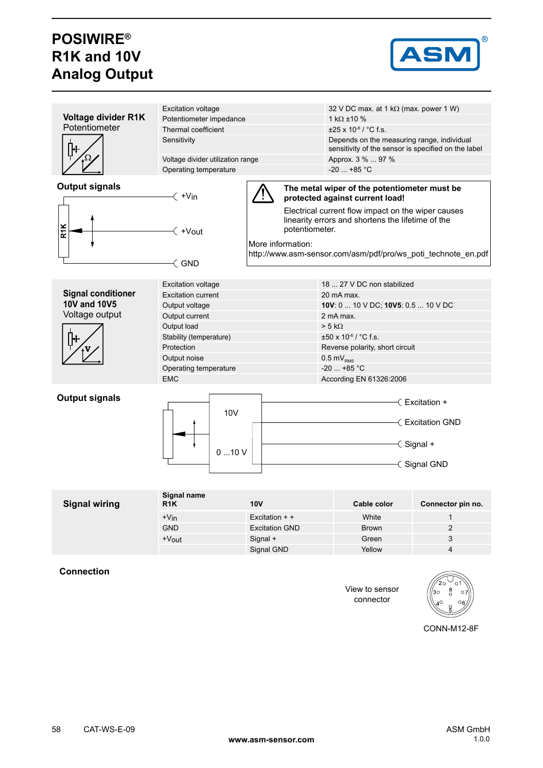# POSIWIRE®
# R1K and 10V
# Analog Output

## Voltage divider R1K
Potentiometer

| Parameter | Value |
|---|---|
| Excitation voltage | 32 V DC max. at 1 kΩ (max. power 1 W) |
| Potentiometer impedance | 1 kΩ ±10 % |
| Thermal coefficient | ±25 x $10^{-6}$ / °C f.s. |
| Sensitivity | Depends on the measuring range, individual sensitivity of the sensor is specified on the label |
| Voltage divider utilization range | Approx. 3 % ... 97 % |
| Operating temperature | -20 ... +85 °C |

### Output signals

R1K: +Vin, +Vout, GND

**The metal wiper of the potentiometer must be protected against current load!**

Electrical current flow impact on the wiper causes linearity errors and shortens the lifetime of the potentiometer.

More information:
http://www.asm-sensor.com/asm/pdf/pro/ws_poti_technote_en.pdf

## Signal conditioner 10V and 10V5
Voltage output

| Parameter | Value |
|---|---|
| Excitation voltage | 18 ... 27 V DC non stabilized |
| Excitation current | 20 mA max. |
| Output voltage | **10V**: 0 ... 10 V DC; **10V5**: 0.5 ... 10 V DC |
| Output current | 2 mA max. |
| Output load | > 5 kΩ |
| Stability (temperature) | ±50 x $10^{-6}$ / °C f.s. |
| Protection | Reverse polarity, short circuit |
| Output noise | 0.5 $mV_{RMS}$ |
| Operating temperature | -20 ... +85 °C |
| EMC | According EN 61326:2006 |

### Output signals

10V, 0 ...10 V: Excitation +, Excitation GND, Signal +, Signal GND

## Signal wiring

| Signal name R1K | 10V | Cable color | Connector pin no. |
|---|---|---|---|
| +Vin | Excitation + + | White | 1 |
| GND | Excitation GND | Brown | 2 |
| +Vout | Signal + | Green | 3 |
| | Signal GND | Yellow | 4 |

## Connection

View to sensor connector

CONN-M12-8F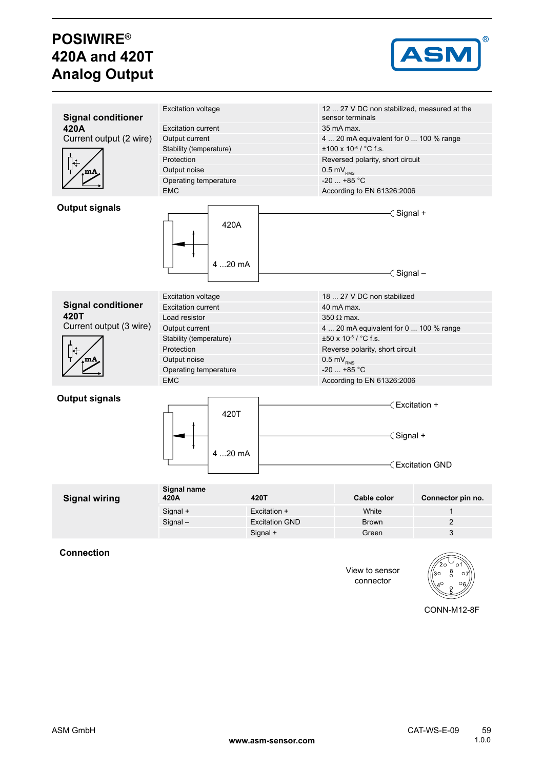# POSIWIRE®
# 420A and 420T
# Analog Output

ASM®

## Signal conditioner 420A

Current output (2 wire)

| | |
|---|---|
| Excitation voltage | 12 ... 27 V DC non stabilized, measured at the sensor terminals |
| Excitation current | 35 mA max. |
| Output current | 4 ... 20 mA equivalent for 0 ... 100 % range |
| Stability (temperature) | ±100 x $10^{-6}$ / °C f.s. |
| Protection | Reversed polarity, short circuit |
| Output noise | 0.5 $mV_{RMS}$ |
| Operating temperature | -20 ... +85 °C |
| EMC | According to EN 61326:2006 |

### Output signals

420A

4 ...20 mA

Signal +

Signal –

## Signal conditioner 420T

Current output (3 wire)

| | |
|---|---|
| Excitation voltage | 18 ... 27 V DC non stabilized |
| Excitation current | 40 mA max. |
| Load resistor | 350 Ω max. |
| Output current | 4 ... 20 mA equivalent for 0 ... 100 % range |
| Stability (temperature) | ±50 x $10^{-6}$ / °C f.s. |
| Protection | Reverse polarity, short circuit |
| Output noise | 0.5 $mV_{RMS}$ |
| Operating temperature | -20 ... +85 °C |
| EMC | According to EN 61326:2006 |

### Output signals

420T

4 ...20 mA

Excitation +

Signal +

Excitation GND

## Signal wiring

| Signal name 420A | 420T | Cable color | Connector pin no. |
|---|---|---|---|
| Signal + | Excitation + | White | 1 |
| Signal – | Excitation GND | Brown | 2 |
| | Signal + | Green | 3 |

## Connection

View to sensor connector

CONN-M12-8F

ASM GmbH

www.asm-sensor.com

CAT-WS-E-09

1.0.0